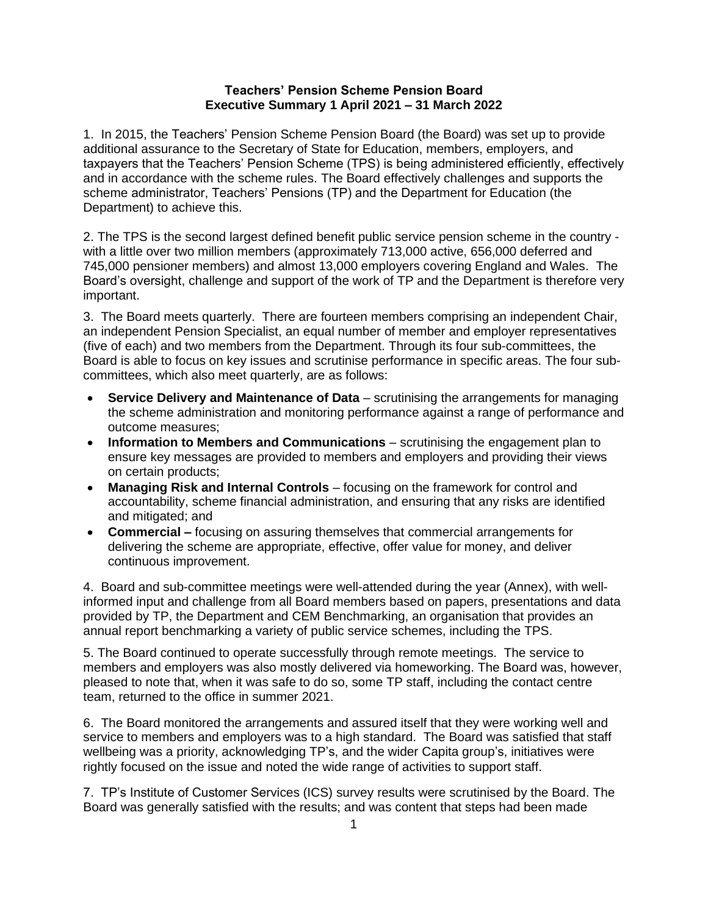# Teachers' Pension Scheme Pension Board
## Executive Summary 1 April 2021 – 31 March 2022

1. In 2015, the Teachers' Pension Scheme Pension Board (the Board) was set up to provide additional assurance to the Secretary of State for Education, members, employers, and taxpayers that the Teachers' Pension Scheme (TPS) is being administered efficiently, effectively and in accordance with the scheme rules. The Board effectively challenges and supports the scheme administrator, Teachers' Pensions (TP) and the Department for Education (the Department) to achieve this.

2. The TPS is the second largest defined benefit public service pension scheme in the country - with a little over two million members (approximately 713,000 active, 656,000 deferred and 745,000 pensioner members) and almost 13,000 employers covering England and Wales. The Board's oversight, challenge and support of the work of TP and the Department is therefore very important.

3. The Board meets quarterly. There are fourteen members comprising an independent Chair, an independent Pension Specialist, an equal number of member and employer representatives (five of each) and two members from the Department. Through its four sub-committees, the Board is able to focus on key issues and scrutinise performance in specific areas. The four sub-committees, which also meet quarterly, are as follows:

- **Service Delivery and Maintenance of Data** – scrutinising the arrangements for managing the scheme administration and monitoring performance against a range of performance and outcome measures;
- **Information to Members and Communications** – scrutinising the engagement plan to ensure key messages are provided to members and employers and providing their views on certain products;
- **Managing Risk and Internal Controls** – focusing on the framework for control and accountability, scheme financial administration, and ensuring that any risks are identified and mitigated; and
- **Commercial –** focusing on assuring themselves that commercial arrangements for delivering the scheme are appropriate, effective, offer value for money, and deliver continuous improvement.

4. Board and sub-committee meetings were well-attended during the year (Annex), with well-informed input and challenge from all Board members based on papers, presentations and data provided by TP, the Department and CEM Benchmarking, an organisation that provides an annual report benchmarking a variety of public service schemes, including the TPS.

5. The Board continued to operate successfully through remote meetings. The service to members and employers was also mostly delivered via homeworking. The Board was, however, pleased to note that, when it was safe to do so, some TP staff, including the contact centre team, returned to the office in summer 2021.

6. The Board monitored the arrangements and assured itself that they were working well and service to members and employers was to a high standard. The Board was satisfied that staff wellbeing was a priority, acknowledging TP's, and the wider Capita group's, initiatives were rightly focused on the issue and noted the wide range of activities to support staff.

7. TP's Institute of Customer Services (ICS) survey results were scrutinised by the Board. The Board was generally satisfied with the results; and was content that steps had been made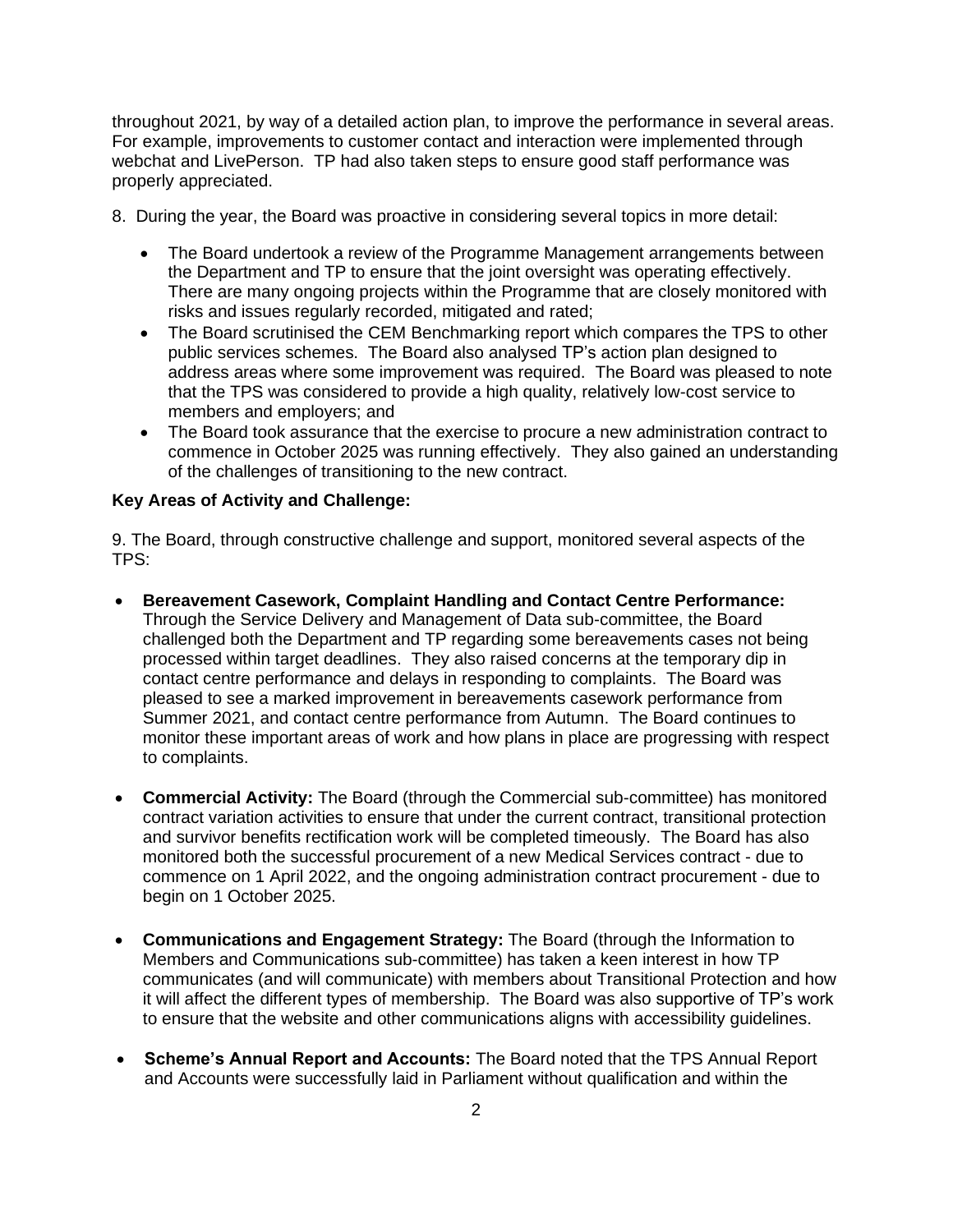throughout 2021, by way of a detailed action plan, to improve the performance in several areas. For example, improvements to customer contact and interaction were implemented through webchat and LivePerson. TP had also taken steps to ensure good staff performance was properly appreciated.

8. During the year, the Board was proactive in considering several topics in more detail:

- The Board undertook a review of the Programme Management arrangements between the Department and TP to ensure that the joint oversight was operating effectively. There are many ongoing projects within the Programme that are closely monitored with risks and issues regularly recorded, mitigated and rated;
- The Board scrutinised the CEM Benchmarking report which compares the TPS to other public services schemes. The Board also analysed TP's action plan designed to address areas where some improvement was required. The Board was pleased to note that the TPS was considered to provide a high quality, relatively low-cost service to members and employers; and
- The Board took assurance that the exercise to procure a new administration contract to commence in October 2025 was running effectively. They also gained an understanding of the challenges of transitioning to the new contract.

**Key Areas of Activity and Challenge:**

9. The Board, through constructive challenge and support, monitored several aspects of the TPS:

- **Bereavement Casework, Complaint Handling and Contact Centre Performance:** Through the Service Delivery and Management of Data sub-committee, the Board challenged both the Department and TP regarding some bereavements cases not being processed within target deadlines. They also raised concerns at the temporary dip in contact centre performance and delays in responding to complaints. The Board was pleased to see a marked improvement in bereavements casework performance from Summer 2021, and contact centre performance from Autumn. The Board continues to monitor these important areas of work and how plans in place are progressing with respect to complaints.

- **Commercial Activity:** The Board (through the Commercial sub-committee) has monitored contract variation activities to ensure that under the current contract, transitional protection and survivor benefits rectification work will be completed timeously. The Board has also monitored both the successful procurement of a new Medical Services contract - due to commence on 1 April 2022, and the ongoing administration contract procurement - due to begin on 1 October 2025.

- **Communications and Engagement Strategy:** The Board (through the Information to Members and Communications sub-committee) has taken a keen interest in how TP communicates (and will communicate) with members about Transitional Protection and how it will affect the different types of membership. The Board was also supportive of TP's work to ensure that the website and other communications aligns with accessibility guidelines.

- **Scheme's Annual Report and Accounts:** The Board noted that the TPS Annual Report and Accounts were successfully laid in Parliament without qualification and within the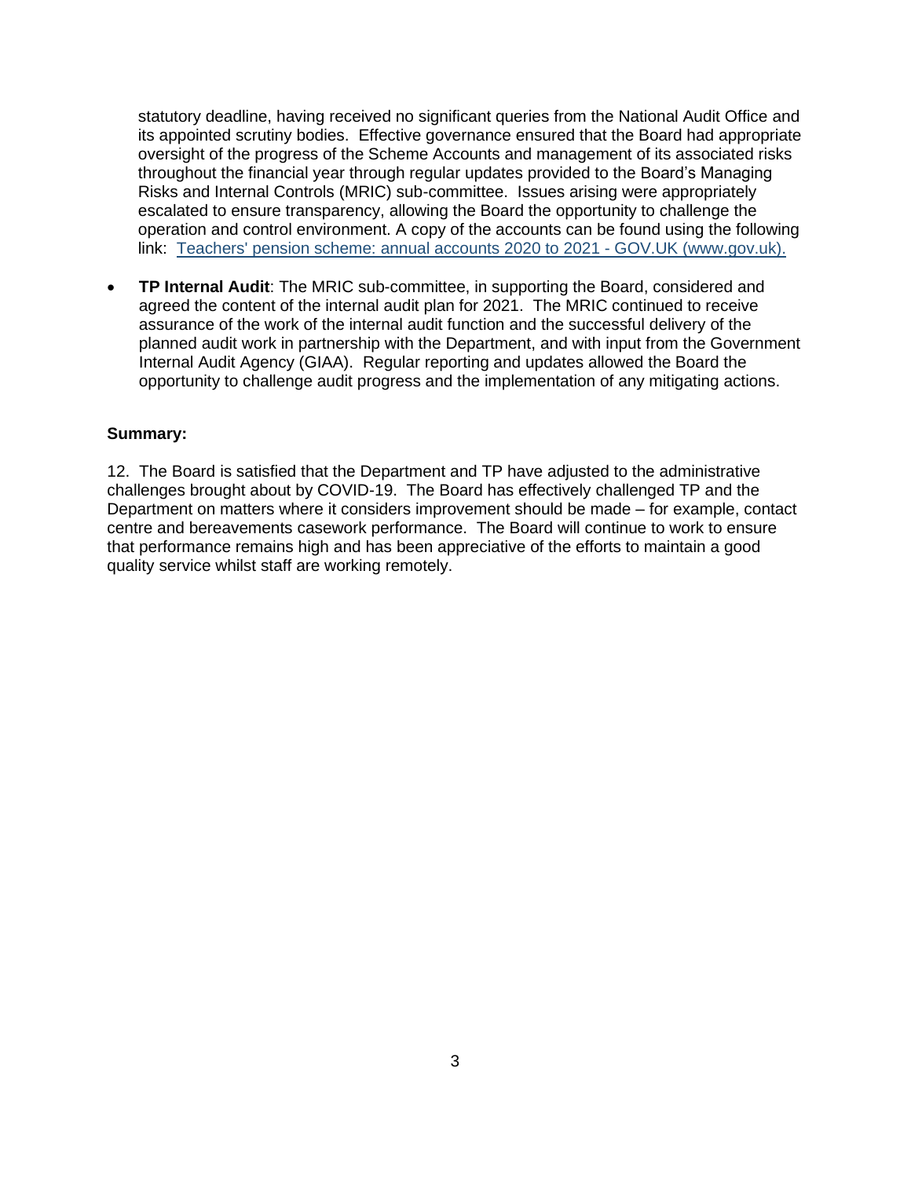statutory deadline, having received no significant queries from the National Audit Office and its appointed scrutiny bodies. Effective governance ensured that the Board had appropriate oversight of the progress of the Scheme Accounts and management of its associated risks throughout the financial year through regular updates provided to the Board's Managing Risks and Internal Controls (MRIC) sub-committee. Issues arising were appropriately escalated to ensure transparency, allowing the Board the opportunity to challenge the operation and control environment. A copy of the accounts can be found using the following link: Teachers' pension scheme: annual accounts 2020 to 2021 - GOV.UK (www.gov.uk).

- **TP Internal Audit**: The MRIC sub-committee, in supporting the Board, considered and agreed the content of the internal audit plan for 2021. The MRIC continued to receive assurance of the work of the internal audit function and the successful delivery of the planned audit work in partnership with the Department, and with input from the Government Internal Audit Agency (GIAA). Regular reporting and updates allowed the Board the opportunity to challenge audit progress and the implementation of any mitigating actions.

**Summary:**

12. The Board is satisfied that the Department and TP have adjusted to the administrative challenges brought about by COVID-19. The Board has effectively challenged TP and the Department on matters where it considers improvement should be made – for example, contact centre and bereavements casework performance. The Board will continue to work to ensure that performance remains high and has been appreciative of the efforts to maintain a good quality service whilst staff are working remotely.